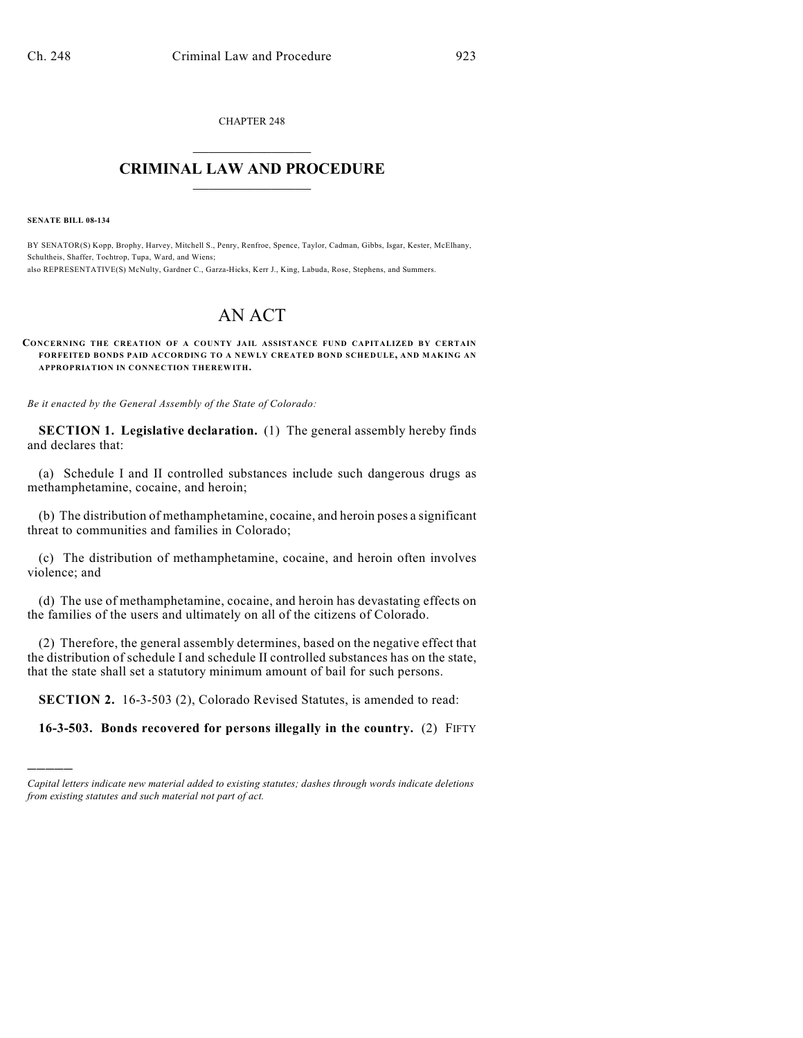CHAPTER 248

# CRIMINAL LAW AND PROCEDURE

**SENATE BILL 08-134**

BY SENATOR(S) Kopp, Brophy, Harvey, Mitchell S., Penry, Renfroe, Spence, Taylor, Cadman, Gibbs, Isgar, Kester, McElhany, Schultheis, Shaffer, Tochtrop, Tupa, Ward, and Wiens;
also REPRESENTATIVE(S) McNulty, Gardner C., Garza-Hicks, Kerr J., King, Labuda, Rose, Stephens, and Summers.

# AN ACT

**CONCERNING THE CREATION OF A COUNTY JAIL ASSISTANCE FUND CAPITALIZED BY CERTAIN FORFEITED BONDS PAID ACCORDING TO A NEWLY CREATED BOND SCHEDULE, AND MAKING AN APPROPRIATION IN CONNECTION THEREWITH.**

*Be it enacted by the General Assembly of the State of Colorado:*

**SECTION 1. Legislative declaration.** (1) The general assembly hereby finds and declares that:

(a) Schedule I and II controlled substances include such dangerous drugs as methamphetamine, cocaine, and heroin;

(b) The distribution of methamphetamine, cocaine, and heroin poses a significant threat to communities and families in Colorado;

(c) The distribution of methamphetamine, cocaine, and heroin often involves violence; and

(d) The use of methamphetamine, cocaine, and heroin has devastating effects on the families of the users and ultimately on all of the citizens of Colorado.

(2) Therefore, the general assembly determines, based on the negative effect that the distribution of schedule I and schedule II controlled substances has on the state, that the state shall set a statutory minimum amount of bail for such persons.

**SECTION 2.** 16-3-503 (2), Colorado Revised Statutes, is amended to read:

**16-3-503. Bonds recovered for persons illegally in the country.** (2) FIFTY

---

*Capital letters indicate new material added to existing statutes; dashes through words indicate deletions from existing statutes and such material not part of act.*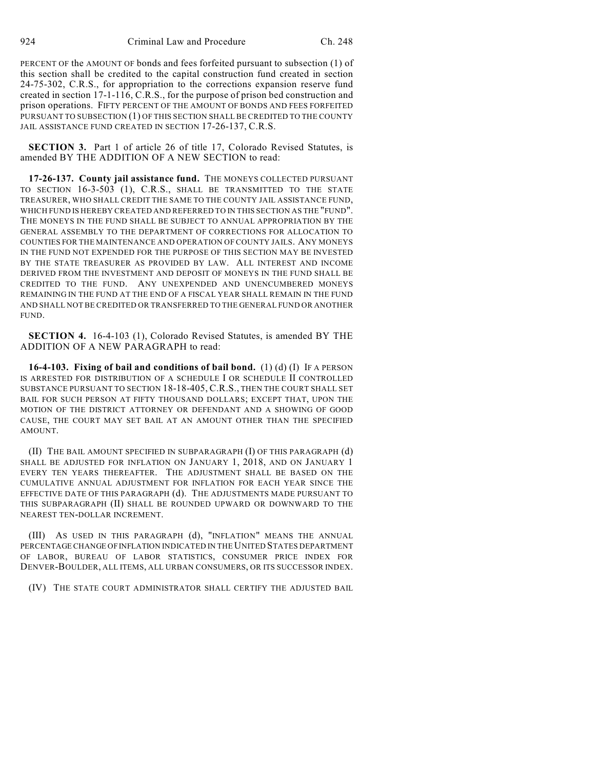PERCENT OF the AMOUNT OF bonds and fees forfeited pursuant to subsection (1) of this section shall be credited to the capital construction fund created in section 24-75-302, C.R.S., for appropriation to the corrections expansion reserve fund created in section 17-1-116, C.R.S., for the purpose of prison bed construction and prison operations. FIFTY PERCENT OF THE AMOUNT OF BONDS AND FEES FORFEITED PURSUANT TO SUBSECTION (1) OF THIS SECTION SHALL BE CREDITED TO THE COUNTY JAIL ASSISTANCE FUND CREATED IN SECTION 17-26-137, C.R.S.

**SECTION 3.** Part 1 of article 26 of title 17, Colorado Revised Statutes, is amended BY THE ADDITION OF A NEW SECTION to read:

**17-26-137. County jail assistance fund.** THE MONEYS COLLECTED PURSUANT TO SECTION 16-3-503 (1), C.R.S., SHALL BE TRANSMITTED TO THE STATE TREASURER, WHO SHALL CREDIT THE SAME TO THE COUNTY JAIL ASSISTANCE FUND, WHICH FUND IS HEREBY CREATED AND REFERRED TO IN THIS SECTION AS THE "FUND". THE MONEYS IN THE FUND SHALL BE SUBJECT TO ANNUAL APPROPRIATION BY THE GENERAL ASSEMBLY TO THE DEPARTMENT OF CORRECTIONS FOR ALLOCATION TO COUNTIES FOR THE MAINTENANCE AND OPERATION OF COUNTY JAILS. ANY MONEYS IN THE FUND NOT EXPENDED FOR THE PURPOSE OF THIS SECTION MAY BE INVESTED BY THE STATE TREASURER AS PROVIDED BY LAW. ALL INTEREST AND INCOME DERIVED FROM THE INVESTMENT AND DEPOSIT OF MONEYS IN THE FUND SHALL BE CREDITED TO THE FUND. ANY UNEXPENDED AND UNENCUMBERED MONEYS REMAINING IN THE FUND AT THE END OF A FISCAL YEAR SHALL REMAIN IN THE FUND AND SHALL NOT BE CREDITED OR TRANSFERRED TO THE GENERAL FUND OR ANOTHER FUND.

**SECTION 4.** 16-4-103 (1), Colorado Revised Statutes, is amended BY THE ADDITION OF A NEW PARAGRAPH to read:

**16-4-103. Fixing of bail and conditions of bail bond.** (1) (d) (I) IF A PERSON IS ARRESTED FOR DISTRIBUTION OF A SCHEDULE I OR SCHEDULE II CONTROLLED SUBSTANCE PURSUANT TO SECTION 18-18-405, C.R.S., THEN THE COURT SHALL SET BAIL FOR SUCH PERSON AT FIFTY THOUSAND DOLLARS; EXCEPT THAT, UPON THE MOTION OF THE DISTRICT ATTORNEY OR DEFENDANT AND A SHOWING OF GOOD CAUSE, THE COURT MAY SET BAIL AT AN AMOUNT OTHER THAN THE SPECIFIED AMOUNT.

(II) THE BAIL AMOUNT SPECIFIED IN SUBPARAGRAPH (I) OF THIS PARAGRAPH (d) SHALL BE ADJUSTED FOR INFLATION ON JANUARY 1, 2018, AND ON JANUARY 1 EVERY TEN YEARS THEREAFTER. THE ADJUSTMENT SHALL BE BASED ON THE CUMULATIVE ANNUAL ADJUSTMENT FOR INFLATION FOR EACH YEAR SINCE THE EFFECTIVE DATE OF THIS PARAGRAPH (d). THE ADJUSTMENTS MADE PURSUANT TO THIS SUBPARAGRAPH (II) SHALL BE ROUNDED UPWARD OR DOWNWARD TO THE NEAREST TEN-DOLLAR INCREMENT.

(III) AS USED IN THIS PARAGRAPH (d), "INFLATION" MEANS THE ANNUAL PERCENTAGE CHANGE OF INFLATION INDICATED IN THE UNITED STATES DEPARTMENT OF LABOR, BUREAU OF LABOR STATISTICS, CONSUMER PRICE INDEX FOR DENVER-BOULDER, ALL ITEMS, ALL URBAN CONSUMERS, OR ITS SUCCESSOR INDEX.

(IV) THE STATE COURT ADMINISTRATOR SHALL CERTIFY THE ADJUSTED BAIL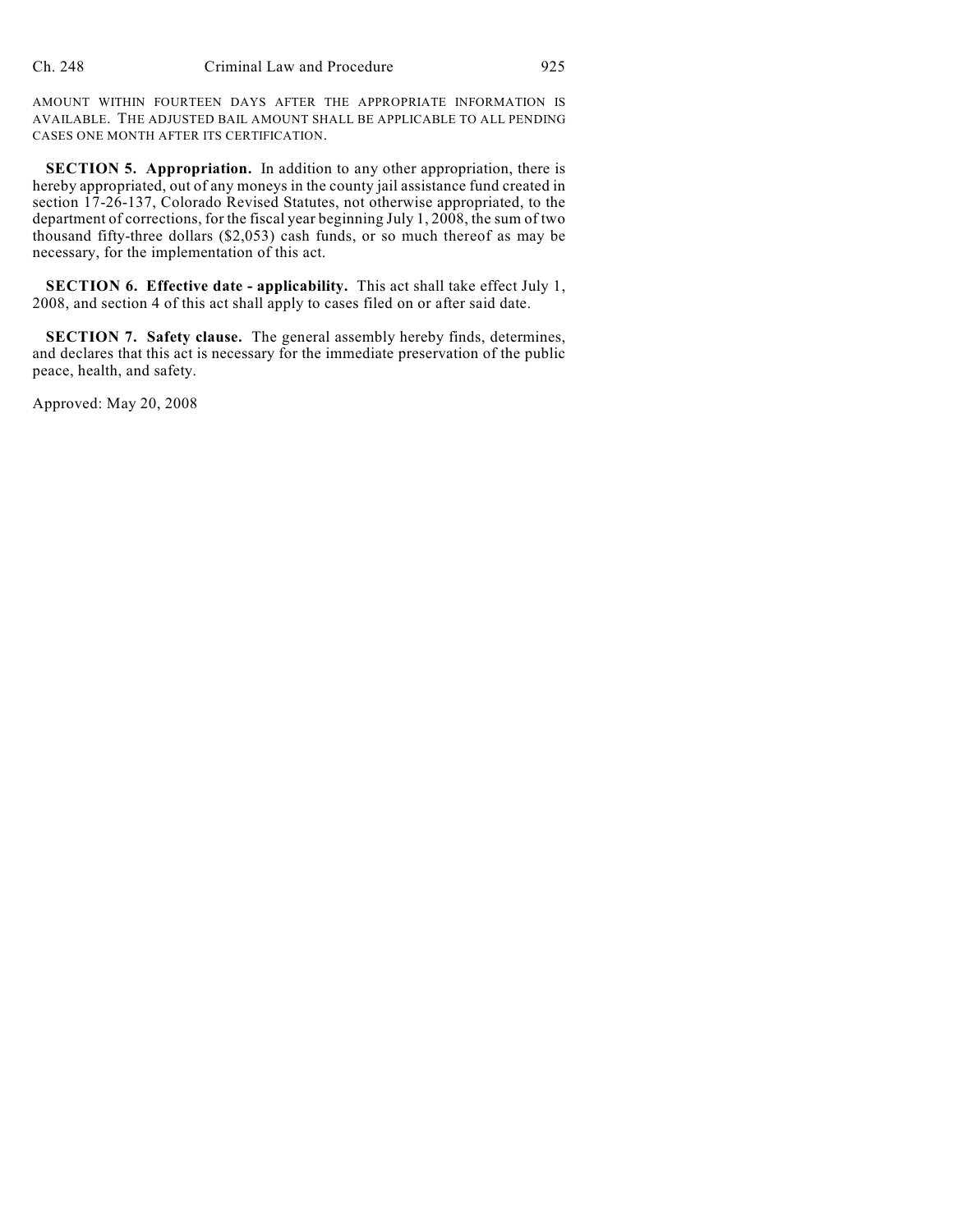AMOUNT WITHIN FOURTEEN DAYS AFTER THE APPROPRIATE INFORMATION IS AVAILABLE. THE ADJUSTED BAIL AMOUNT SHALL BE APPLICABLE TO ALL PENDING CASES ONE MONTH AFTER ITS CERTIFICATION.

**SECTION 5. Appropriation.** In addition to any other appropriation, there is hereby appropriated, out of any moneys in the county jail assistance fund created in section 17-26-137, Colorado Revised Statutes, not otherwise appropriated, to the department of corrections, for the fiscal year beginning July 1, 2008, the sum of two thousand fifty-three dollars ($2,053) cash funds, or so much thereof as may be necessary, for the implementation of this act.

**SECTION 6. Effective date - applicability.** This act shall take effect July 1, 2008, and section 4 of this act shall apply to cases filed on or after said date.

**SECTION 7. Safety clause.** The general assembly hereby finds, determines, and declares that this act is necessary for the immediate preservation of the public peace, health, and safety.

Approved: May 20, 2008